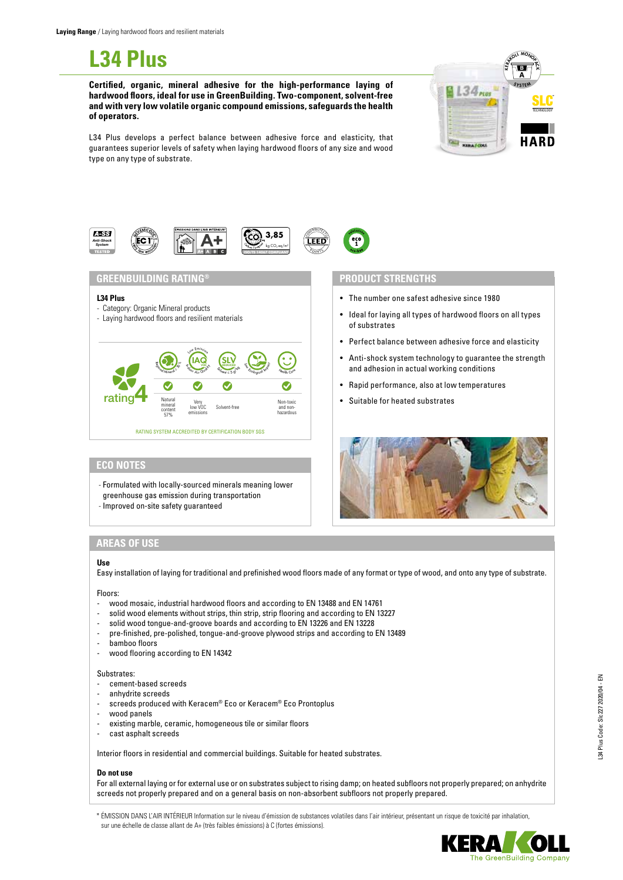**Laying Range** / Laying hardwood floors and resilient materials

# L34 Plus

**Certified, organic, mineral adhesive for the high-performance laying of hardwood floors, ideal for use in GreenBuilding. Two-component, solvent-free and with very low volatile organic compound emissions, safeguards the health of operators.**

L34 Plus develops a perfect balance between adhesive force and elasticity, that guarantees superior levels of safety when laying hardwood floors of any size and wood type on any type of substrate.

## GREENBUILDING RATING®

**L34 Plus**
- Category: Organic Mineral products
- Laying hardwood floors and resilient materials

rating 4

| Natural mineral content 57% | Very low VOC emissions | Solvent-free | Non-toxic and non-hazardous |
|---|---|---|---|
| ✔ | ✔ | ✔ | ✔ |

RATING SYSTEM ACCREDITED BY CERTIFICATION BODY SGS

## ECO NOTES

- Formulated with locally-sourced minerals meaning lower greenhouse gas emission during transportation
- Improved on-site safety guaranteed

## PRODUCT STRENGTHS

- The number one safest adhesive since 1980
- Ideal for laying all types of hardwood floors on all types of substrates
- Perfect balance between adhesive force and elasticity
- Anti-shock system technology to guarantee the strength and adhesion in actual working conditions
- Rapid performance, also at low temperatures
- Suitable for heated substrates

## AREAS OF USE

**Use**

Easy installation of laying for traditional and prefinished wood floors made of any format or type of wood, and onto any type of substrate.

Floors:
- wood mosaic, industrial hardwood floors and according to EN 13488 and EN 14761
- solid wood elements without strips, thin strip, strip flooring and according to EN 13227
- solid wood tongue-and-groove boards and according to EN 13226 and EN 13228
- pre-finished, pre-polished, tongue-and-groove plywood strips and according to EN 13489
- bamboo floors
- wood flooring according to EN 14342

Substrates:
- cement-based screeds
- anhydrite screeds
- screeds produced with Keracem® Eco or Keracem® Eco Prontoplus
- wood panels
- existing marble, ceramic, homogeneous tile or similar floors
- cast asphalt screeds

Interior floors in residential and commercial buildings. Suitable for heated substrates.

**Do not use**

For all external laying or for external use or on substrates subject to rising damp; on heated subfloors not properly prepared; on anhydrite screeds not properly prepared and on a general basis on non-absorbent subfloors not properly prepared.

\* ÉMISSION DANS L'AIR INTÉRIEUR Information sur le niveau d'émission de substances volatiles dans l'air intérieur, présentant un risque de toxicité par inhalation, sur une échelle de classe allant de A+ (très faibles émissions) à C (fortes émissions).

L34 Plus Code: S1c 227 2020/04 - EN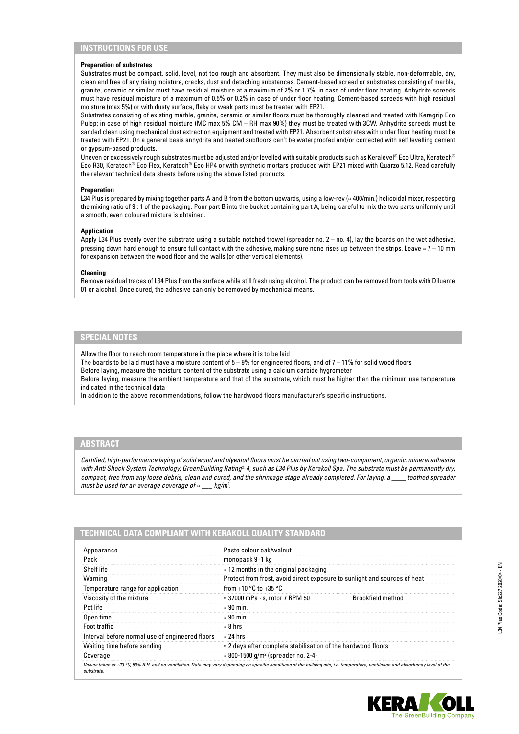## INSTRUCTIONS FOR USE

**Preparation of substrates**

Substrates must be compact, solid, level, not too rough and absorbent. They must also be dimensionally stable, non-deformable, dry, clean and free of any rising moisture, cracks, dust and detaching substances. Cement-based screed or substrates consisting of marble, granite, ceramic or similar must have residual moisture at a maximum of 2% or 1.7%, in case of under floor heating. Anhydrite screeds must have residual moisture of a maximum of 0.5% or 0.2% in case of under floor heating. Cement-based screeds with high residual moisture (max 5%) or with dusty surface, flaky or weak parts must be treated with EP21.

Substrates consisting of existing marble, granite, ceramic or similar floors must be thoroughly cleaned and treated with Keragrip Eco Pulep; in case of high residual moisture (MC max 5% CM – RH max 90%) they must be treated with 3CW. Anhydrite screeds must be sanded clean using mechanical dust extraction equipment and treated with EP21. Absorbent substrates with under floor heating must be treated with EP21. On a general basis anhydrite and heated subfloors can't be waterproofed and/or corrected with self levelling cement or gypsum-based products.

Uneven or excessively rough substrates must be adjusted and/or levelled with suitable products such as Keralevel® Eco Ultra, Keratech® Eco R30, Keratech® Eco Flex, Keratech® Eco HP4 or with synthetic mortars produced with EP21 mixed with Quarzo 5.12. Read carefully the relevant technical data sheets before using the above listed products.

**Preparation**

L34 Plus is prepared by mixing together parts A and B from the bottom upwards, using a low-rev (≈ 400/min.) helicoidal mixer, respecting the mixing ratio of 9 : 1 of the packaging. Pour part B into the bucket containing part A, being careful to mix the two parts uniformly until a smooth, even coloured mixture is obtained.

**Application**

Apply L34 Plus evenly over the substrate using a suitable notched trowel (spreader no. 2 – no. 4), lay the boards on the wet adhesive, pressing down hard enough to ensure full contact with the adhesive, making sure none rises up between the strips. Leave ≈ 7 – 10 mm for expansion between the wood floor and the walls (or other vertical elements).

**Cleaning**

Remove residual traces of L34 Plus from the surface while still fresh using alcohol. The product can be removed from tools with Diluente 01 or alcohol. Once cured, the adhesive can only be removed by mechanical means.

## SPECIAL NOTES

Allow the floor to reach room temperature in the place where it is to be laid

The boards to be laid must have a moisture content of 5 – 9% for engineered floors, and of 7 – 11% for solid wood floors

Before laying, measure the moisture content of the substrate using a calcium carbide hygrometer

Before laying, measure the ambient temperature and that of the substrate, which must be higher than the minimum use temperature indicated in the technical data

In addition to the above recommendations, follow the hardwood floors manufacturer's specific instructions.

## ABSTRACT

*Certified, high-performance laying of solid wood and plywood floors must be carried out using two-component, organic, mineral adhesive with Anti Shock System Technology, GreenBuilding Rating® 4, such as L34 Plus by Kerakoll Spa. The substrate must be permanently dry, compact, free from any loose debris, clean and cured, and the shrinkage stage already completed. For laying, a \_\_\_\_ toothed spreader must be used for an average coverage of ≈ \_\_\_ kg/m².*

## TECHNICAL DATA COMPLIANT WITH KERAKOLL QUALITY STANDARD

| | | |
|---|---|---|
| Appearance | Paste colour oak/walnut | |
| Pack | monopack 9+1 kg | |
| Shelf life | ≈ 12 months in the original packaging | |
| Warning | Protect from frost, avoid direct exposure to sunlight and sources of heat | |
| Temperature range for application | from +10 °C to +35 °C | |
| Viscosity of the mixture | ≈ 37000 mPa · s, rotor 7 RPM 50 | Brookfield method |
| Pot life | ≈ 90 min. | |
| Open time | ≈ 90 min. | |
| Foot traffic | ≈ 8 hrs | |
| Interval before normal use of engineered floors | ≈ 24 hrs | |
| Waiting time before sanding | ≈ 2 days after complete stabilisation of the hardwood floors | |
| Coverage | ≈ 800-1500 g/m² (spreader no. 2-4) | |

*Values taken at +23 °C, 50% R.H. and no ventilation. Data may vary depending on specific conditions at the building site, i.e. temperature, ventilation and absorbency level of the substrate.*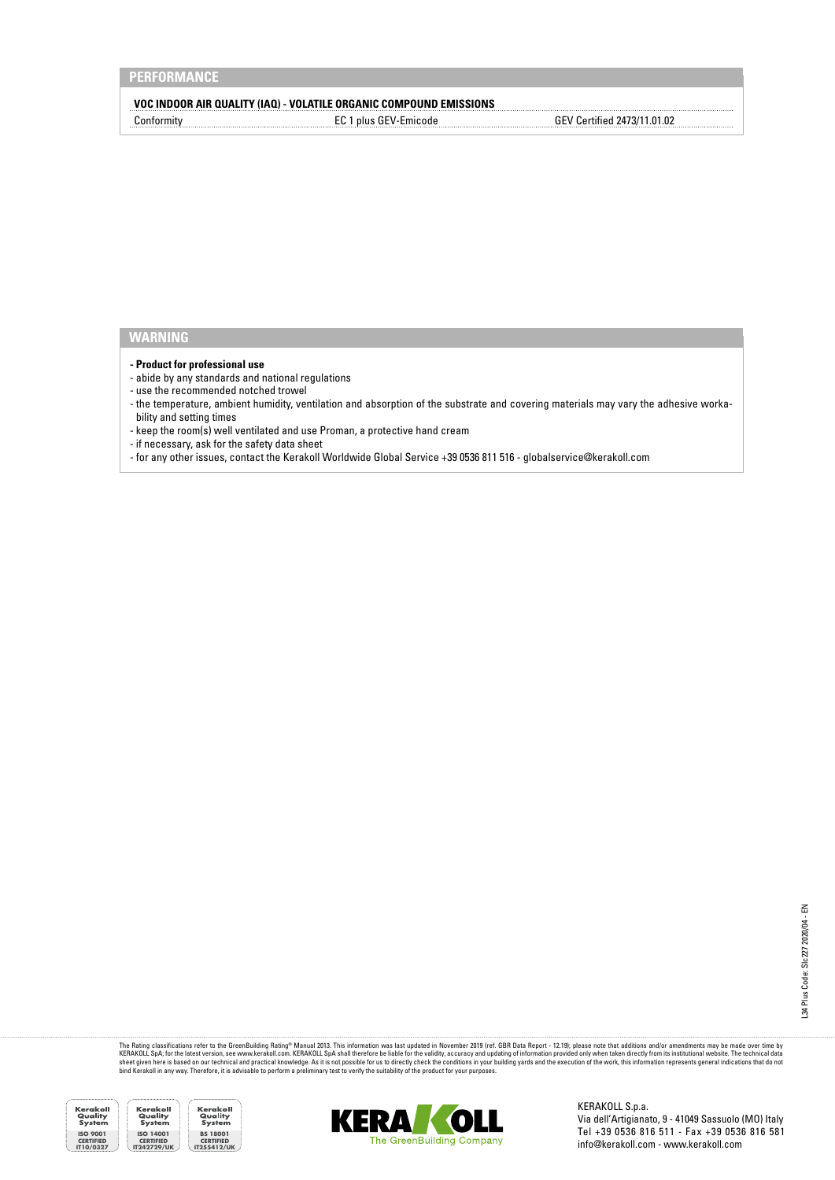## PERFORMANCE

| VOC INDOOR AIR QUALITY (IAQ) - VOLATILE ORGANIC COMPOUND EMISSIONS | | |
|---|---|---|
| Conformity | EC 1 plus GEV-Emicode | GEV Certified 2473/11.01.02 |

## WARNING

- **Product for professional use**
- abide by any standards and national regulations
- use the recommended notched trowel
- the temperature, ambient humidity, ventilation and absorption of the substrate and covering materials may vary the adhesive workability and setting times
- keep the room(s) well ventilated and use Proman, a protective hand cream
- if necessary, ask for the safety data sheet
- for any other issues, contact the Kerakoll Worldwide Global Service +39 0536 811 516 - globalservice@kerakoll.com

L34 Plus Code: Slc227 2020/04 - EN

The Rating classifications refer to the GreenBuilding Rating® Manual 2013. This information was last updated in November 2019 (ref. GBR Data Report - 12.19); please note that additions and/or amendments may be made over time by KERAKOLL SpA; for the latest version, see www.kerakoll.com. KERAKOLL SpA shall therefore be liable for the validity, accuracy and updating of information provided only when taken directly from its institutional website. The technical data sheet given here is based on our technical and practical knowledge. As it is not possible for us to directly check the conditions in your building yards and the execution of the work, this information represents general indications that do not bind Kerakoll in any way. Therefore, it is advisable to perform a preliminary test to verify the suitability of the product for your purposes.

Kerakoll Quality System ISO 9001 CERTIFIED IT10/0327

Kerakoll Quality System ISO 14001 CERTIFIED IT242729/UK

Kerakoll Quality System BS 18001 CERTIFIED IT255412/UK

KERAKOLL The GreenBuilding Company

KERAKOLL S.p.a.
Via dell'Artigianato, 9 - 41049 Sassuolo (MO) Italy
Tel +39 0536 816 511 - Fax +39 0536 816 581
info@kerakoll.com - www.kerakoll.com